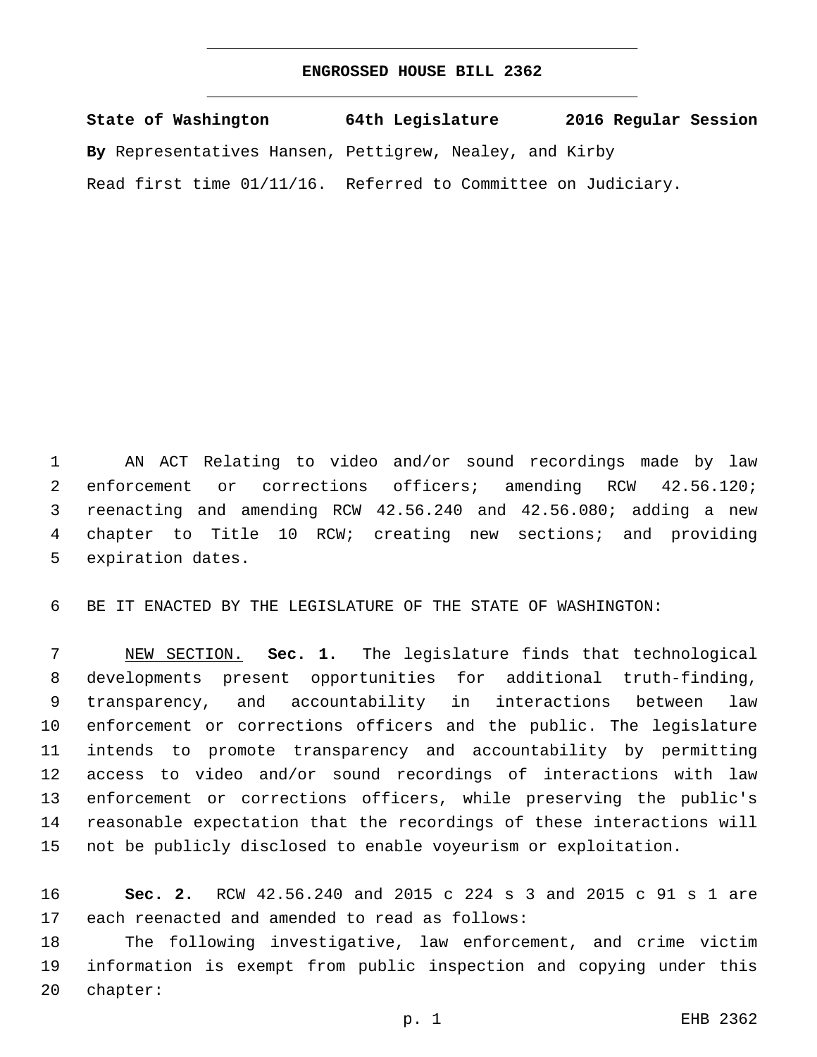# ENGROSSED HOUSE BILL 2362

**State of Washington 64th Legislature 2016 Regular Session**

**By** Representatives Hansen, Pettigrew, Nealey, and Kirby

Read first time 01/11/16. Referred to Committee on Judiciary.

AN ACT Relating to video and/or sound recordings made by law enforcement or corrections officers; amending RCW 42.56.120; reenacting and amending RCW 42.56.240 and 42.56.080; adding a new chapter to Title 10 RCW; creating new sections; and providing expiration dates.

BE IT ENACTED BY THE LEGISLATURE OF THE STATE OF WASHINGTON:

NEW SECTION. **Sec. 1.** The legislature finds that technological developments present opportunities for additional truth-finding, transparency, and accountability in interactions between law enforcement or corrections officers and the public. The legislature intends to promote transparency and accountability by permitting access to video and/or sound recordings of interactions with law enforcement or corrections officers, while preserving the public's reasonable expectation that the recordings of these interactions will not be publicly disclosed to enable voyeurism or exploitation.

**Sec. 2.** RCW 42.56.240 and 2015 c 224 s 3 and 2015 c 91 s 1 are each reenacted and amended to read as follows:

The following investigative, law enforcement, and crime victim information is exempt from public inspection and copying under this chapter: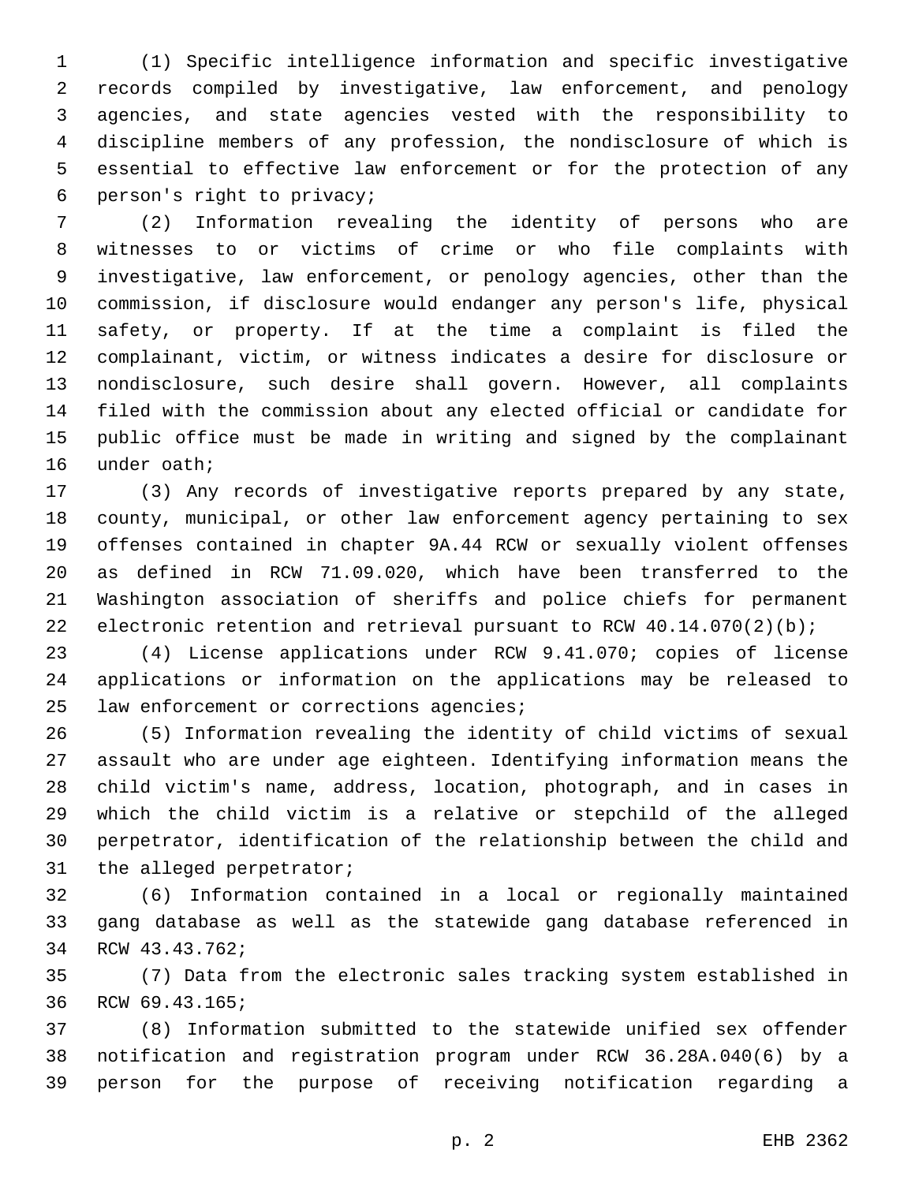(1) Specific intelligence information and specific investigative records compiled by investigative, law enforcement, and penology agencies, and state agencies vested with the responsibility to discipline members of any profession, the nondisclosure of which is essential to effective law enforcement or for the protection of any person's right to privacy;

(2) Information revealing the identity of persons who are witnesses to or victims of crime or who file complaints with investigative, law enforcement, or penology agencies, other than the commission, if disclosure would endanger any person's life, physical safety, or property. If at the time a complaint is filed the complainant, victim, or witness indicates a desire for disclosure or nondisclosure, such desire shall govern. However, all complaints filed with the commission about any elected official or candidate for public office must be made in writing and signed by the complainant under oath;

(3) Any records of investigative reports prepared by any state, county, municipal, or other law enforcement agency pertaining to sex offenses contained in chapter 9A.44 RCW or sexually violent offenses as defined in RCW 71.09.020, which have been transferred to the Washington association of sheriffs and police chiefs for permanent electronic retention and retrieval pursuant to RCW 40.14.070(2)(b);

(4) License applications under RCW 9.41.070; copies of license applications or information on the applications may be released to law enforcement or corrections agencies;

(5) Information revealing the identity of child victims of sexual assault who are under age eighteen. Identifying information means the child victim's name, address, location, photograph, and in cases in which the child victim is a relative or stepchild of the alleged perpetrator, identification of the relationship between the child and the alleged perpetrator;

(6) Information contained in a local or regionally maintained gang database as well as the statewide gang database referenced in RCW 43.43.762;

(7) Data from the electronic sales tracking system established in RCW 69.43.165;

(8) Information submitted to the statewide unified sex offender notification and registration program under RCW 36.28A.040(6) by a person for the purpose of receiving notification regarding a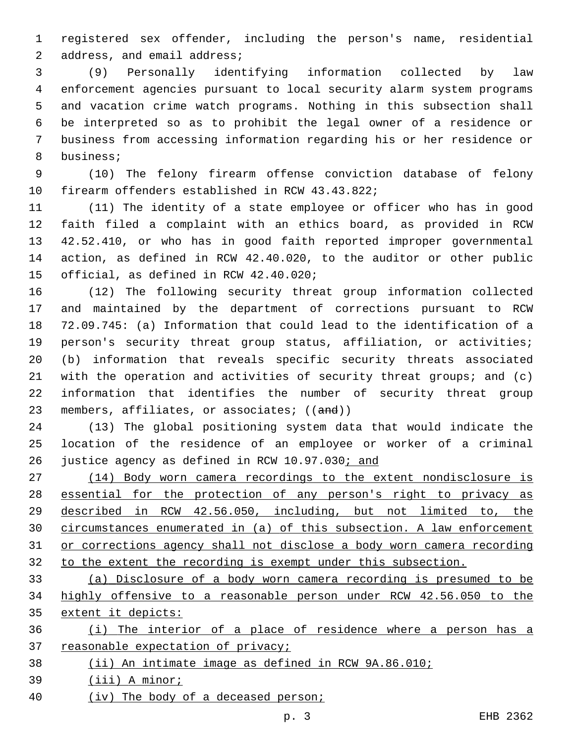registered sex offender, including the person's name, residential address, and email address;

(9) Personally identifying information collected by law enforcement agencies pursuant to local security alarm system programs and vacation crime watch programs. Nothing in this subsection shall be interpreted so as to prohibit the legal owner of a residence or business from accessing information regarding his or her residence or business;

(10) The felony firearm offense conviction database of felony firearm offenders established in RCW 43.43.822;

(11) The identity of a state employee or officer who has in good faith filed a complaint with an ethics board, as provided in RCW 42.52.410, or who has in good faith reported improper governmental action, as defined in RCW 42.40.020, to the auditor or other public official, as defined in RCW 42.40.020;

(12) The following security threat group information collected and maintained by the department of corrections pursuant to RCW 72.09.745: (a) Information that could lead to the identification of a person's security threat group status, affiliation, or activities; (b) information that reveals specific security threats associated with the operation and activities of security threat groups; and (c) information that identifies the number of security threat group members, affiliates, or associates; ((~~and~~))

(13) The global positioning system data that would indicate the location of the residence of an employee or worker of a criminal justice agency as defined in RCW 10.97.030<u>; and</u>

<u>(14) Body worn camera recordings to the extent nondisclosure is essential for the protection of any person's right to privacy as described in RCW 42.56.050, including, but not limited to, the circumstances enumerated in (a) of this subsection. A law enforcement or corrections agency shall not disclose a body worn camera recording to the extent the recording is exempt under this subsection.</u>

<u>(a) Disclosure of a body worn camera recording is presumed to be highly offensive to a reasonable person under RCW 42.56.050 to the extent it depicts:</u>

<u>(i) The interior of a place of residence where a person has a reasonable expectation of privacy;</u>

<u>(ii) An intimate image as defined in RCW 9A.86.010;</u>

<u>(iii) A minor;</u>

<u>(iv) The body of a deceased person;</u>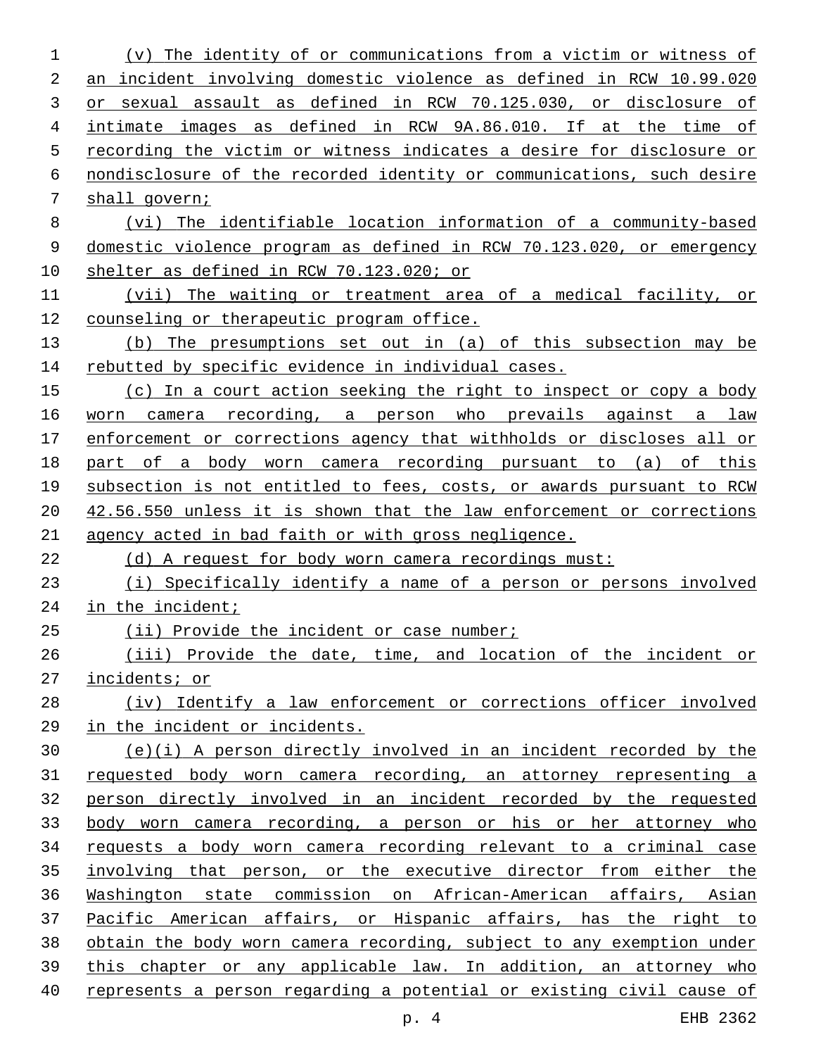(v) The identity of or communications from a victim or witness of an incident involving domestic violence as defined in RCW 10.99.020 or sexual assault as defined in RCW 70.125.030, or disclosure of intimate images as defined in RCW 9A.86.010. If at the time of recording the victim or witness indicates a desire for disclosure or nondisclosure of the recorded identity or communications, such desire shall govern;

(vi) The identifiable location information of a community-based domestic violence program as defined in RCW 70.123.020, or emergency shelter as defined in RCW 70.123.020; or

(vii) The waiting or treatment area of a medical facility, or counseling or therapeutic program office.

(b) The presumptions set out in (a) of this subsection may be rebutted by specific evidence in individual cases.

(c) In a court action seeking the right to inspect or copy a body worn camera recording, a person who prevails against a law enforcement or corrections agency that withholds or discloses all or part of a body worn camera recording pursuant to (a) of this subsection is not entitled to fees, costs, or awards pursuant to RCW 42.56.550 unless it is shown that the law enforcement or corrections agency acted in bad faith or with gross negligence.

(d) A request for body worn camera recordings must:

(i) Specifically identify a name of a person or persons involved in the incident;

(ii) Provide the incident or case number;

(iii) Provide the date, time, and location of the incident or incidents; or

(iv) Identify a law enforcement or corrections officer involved in the incident or incidents.

(e)(i) A person directly involved in an incident recorded by the requested body worn camera recording, an attorney representing a person directly involved in an incident recorded by the requested body worn camera recording, a person or his or her attorney who requests a body worn camera recording relevant to a criminal case involving that person, or the executive director from either the Washington state commission on African-American affairs, Asian Pacific American affairs, or Hispanic affairs, has the right to obtain the body worn camera recording, subject to any exemption under this chapter or any applicable law. In addition, an attorney who represents a person regarding a potential or existing civil cause of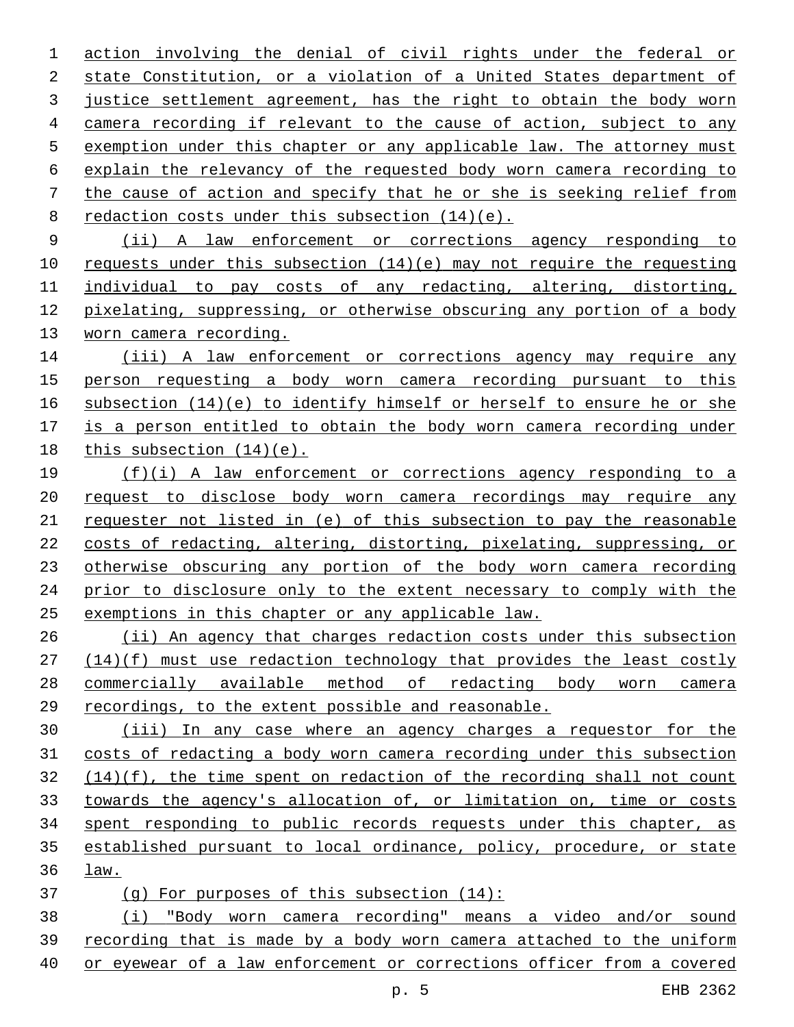action involving the denial of civil rights under the federal or state Constitution, or a violation of a United States department of justice settlement agreement, has the right to obtain the body worn camera recording if relevant to the cause of action, subject to any exemption under this chapter or any applicable law. The attorney must explain the relevancy of the requested body worn camera recording to the cause of action and specify that he or she is seeking relief from redaction costs under this subsection (14)(e).

(ii) A law enforcement or corrections agency responding to requests under this subsection (14)(e) may not require the requesting individual to pay costs of any redacting, altering, distorting, pixelating, suppressing, or otherwise obscuring any portion of a body worn camera recording.

(iii) A law enforcement or corrections agency may require any person requesting a body worn camera recording pursuant to this subsection (14)(e) to identify himself or herself to ensure he or she is a person entitled to obtain the body worn camera recording under this subsection (14)(e).

(f)(i) A law enforcement or corrections agency responding to a request to disclose body worn camera recordings may require any requester not listed in (e) of this subsection to pay the reasonable costs of redacting, altering, distorting, pixelating, suppressing, or otherwise obscuring any portion of the body worn camera recording prior to disclosure only to the extent necessary to comply with the exemptions in this chapter or any applicable law.

(ii) An agency that charges redaction costs under this subsection (14)(f) must use redaction technology that provides the least costly commercially available method of redacting body worn camera recordings, to the extent possible and reasonable.

(iii) In any case where an agency charges a requestor for the costs of redacting a body worn camera recording under this subsection (14)(f), the time spent on redaction of the recording shall not count towards the agency's allocation of, or limitation on, time or costs spent responding to public records requests under this chapter, as established pursuant to local ordinance, policy, procedure, or state law.

(g) For purposes of this subsection (14):

(i) "Body worn camera recording" means a video and/or sound recording that is made by a body worn camera attached to the uniform or eyewear of a law enforcement or corrections officer from a covered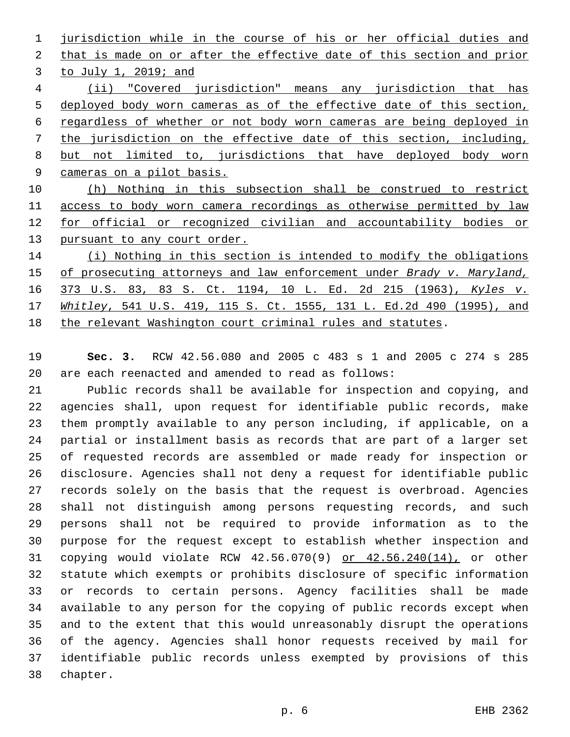jurisdiction while in the course of his or her official duties and that is made on or after the effective date of this section and prior to July 1, 2019; and

(ii) "Covered jurisdiction" means any jurisdiction that has deployed body worn cameras as of the effective date of this section, regardless of whether or not body worn cameras are being deployed in the jurisdiction on the effective date of this section, including, but not limited to, jurisdictions that have deployed body worn cameras on a pilot basis.

(h) Nothing in this subsection shall be construed to restrict access to body worn camera recordings as otherwise permitted by law for official or recognized civilian and accountability bodies or pursuant to any court order.

(i) Nothing in this section is intended to modify the obligations of prosecuting attorneys and law enforcement under *Brady v. Maryland,* 373 U.S. 83, 83 S. Ct. 1194, 10 L. Ed. 2d 215 (1963), *Kyles v. Whitley*, 541 U.S. 419, 115 S. Ct. 1555, 131 L. Ed.2d 490 (1995), and the relevant Washington court criminal rules and statutes.

**Sec. 3.** RCW 42.56.080 and 2005 c 483 s 1 and 2005 c 274 s 285 are each reenacted and amended to read as follows:

Public records shall be available for inspection and copying, and agencies shall, upon request for identifiable public records, make them promptly available to any person including, if applicable, on a partial or installment basis as records that are part of a larger set of requested records are assembled or made ready for inspection or disclosure. Agencies shall not deny a request for identifiable public records solely on the basis that the request is overbroad. Agencies shall not distinguish among persons requesting records, and such persons shall not be required to provide information as to the purpose for the request except to establish whether inspection and copying would violate RCW 42.56.070(9) or 42.56.240(14), or other statute which exempts or prohibits disclosure of specific information or records to certain persons. Agency facilities shall be made available to any person for the copying of public records except when and to the extent that this would unreasonably disrupt the operations of the agency. Agencies shall honor requests received by mail for identifiable public records unless exempted by provisions of this chapter.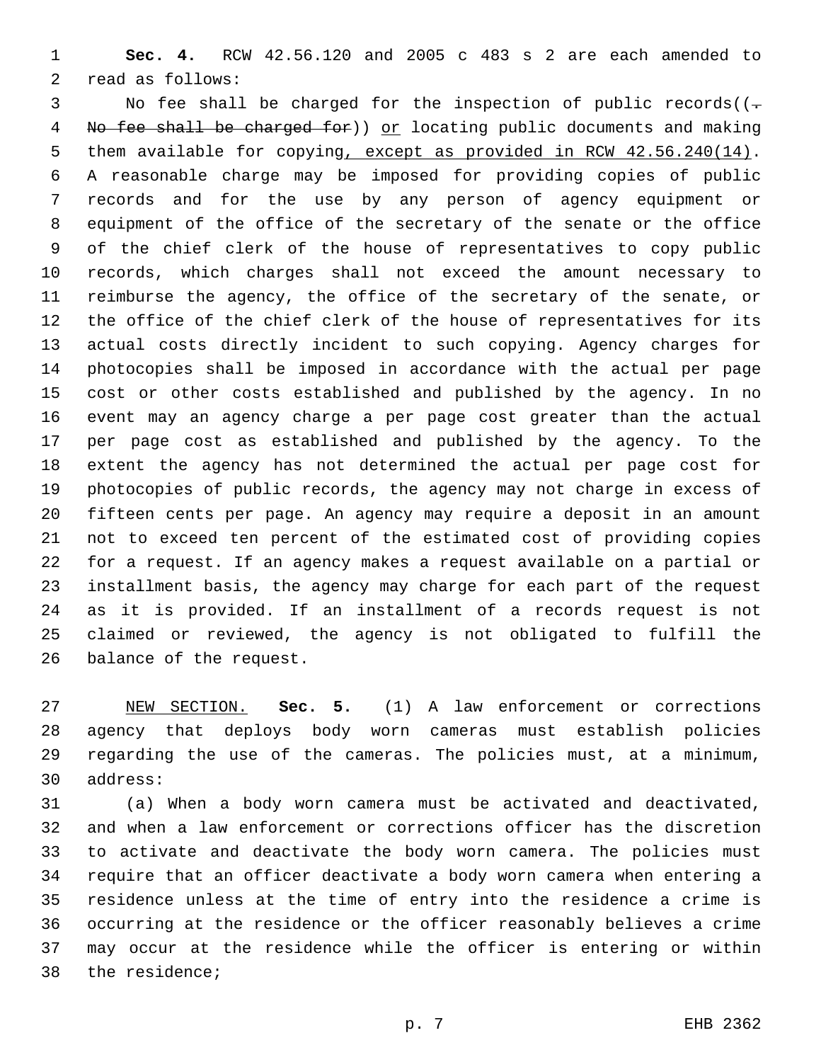**Sec. 4.** RCW 42.56.120 and 2005 c 483 s 2 are each amended to read as follows:

No fee shall be charged for the inspection of public records((~~. No fee shall be charged for~~)) <u>or</u> locating public documents and making them available for copying<u>, except as provided in RCW 42.56.240(14)</u>. A reasonable charge may be imposed for providing copies of public records and for the use by any person of agency equipment or equipment of the office of the secretary of the senate or the office of the chief clerk of the house of representatives to copy public records, which charges shall not exceed the amount necessary to reimburse the agency, the office of the secretary of the senate, or the office of the chief clerk of the house of representatives for its actual costs directly incident to such copying. Agency charges for photocopies shall be imposed in accordance with the actual per page cost or other costs established and published by the agency. In no event may an agency charge a per page cost greater than the actual per page cost as established and published by the agency. To the extent the agency has not determined the actual per page cost for photocopies of public records, the agency may not charge in excess of fifteen cents per page. An agency may require a deposit in an amount not to exceed ten percent of the estimated cost of providing copies for a request. If an agency makes a request available on a partial or installment basis, the agency may charge for each part of the request as it is provided. If an installment of a records request is not claimed or reviewed, the agency is not obligated to fulfill the balance of the request.

<u>NEW SECTION.</u> **Sec. 5.** (1) A law enforcement or corrections agency that deploys body worn cameras must establish policies regarding the use of the cameras. The policies must, at a minimum, address:

(a) When a body worn camera must be activated and deactivated, and when a law enforcement or corrections officer has the discretion to activate and deactivate the body worn camera. The policies must require that an officer deactivate a body worn camera when entering a residence unless at the time of entry into the residence a crime is occurring at the residence or the officer reasonably believes a crime may occur at the residence while the officer is entering or within the residence;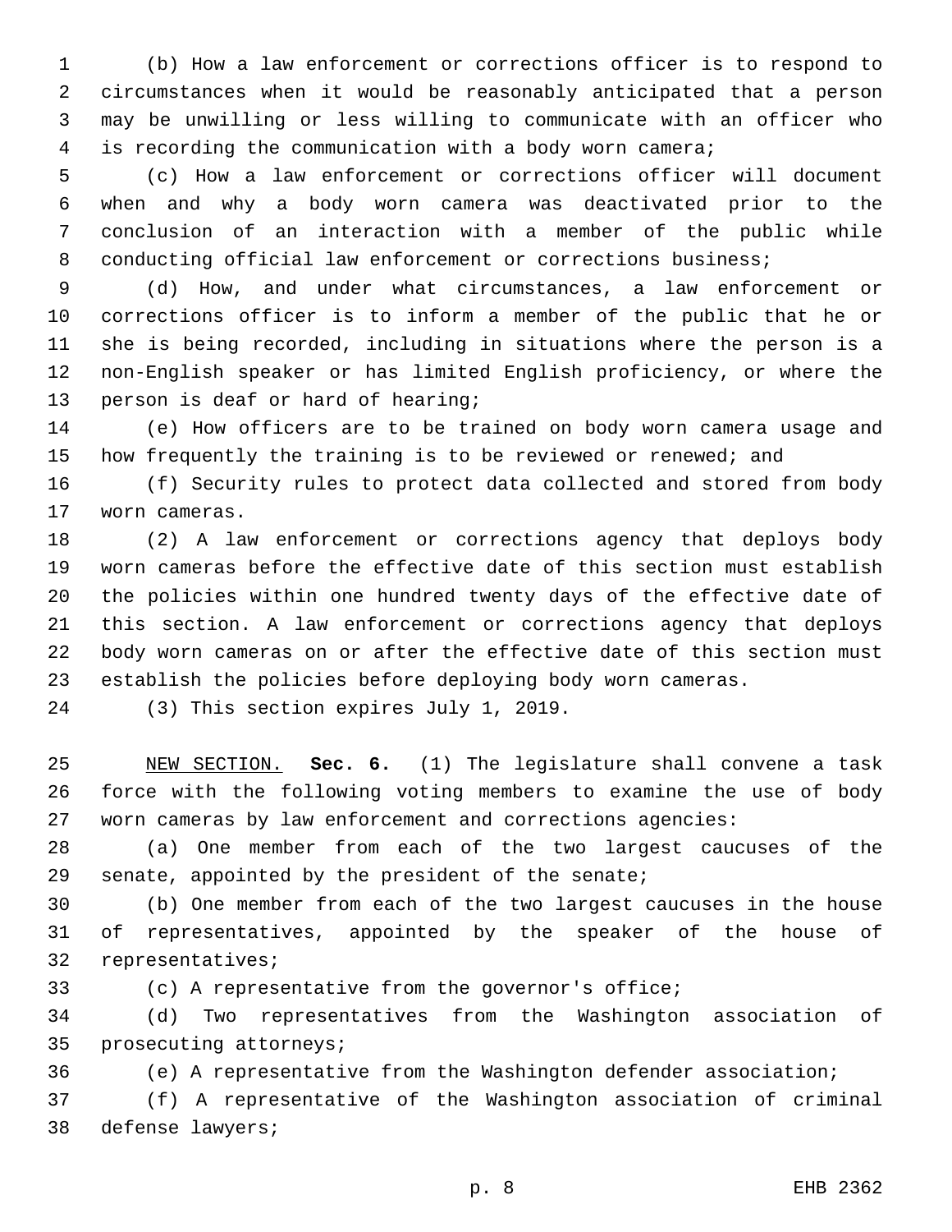(b) How a law enforcement or corrections officer is to respond to circumstances when it would be reasonably anticipated that a person may be unwilling or less willing to communicate with an officer who is recording the communication with a body worn camera;

(c) How a law enforcement or corrections officer will document when and why a body worn camera was deactivated prior to the conclusion of an interaction with a member of the public while conducting official law enforcement or corrections business;

(d) How, and under what circumstances, a law enforcement or corrections officer is to inform a member of the public that he or she is being recorded, including in situations where the person is a non-English speaker or has limited English proficiency, or where the person is deaf or hard of hearing;

(e) How officers are to be trained on body worn camera usage and how frequently the training is to be reviewed or renewed; and

(f) Security rules to protect data collected and stored from body worn cameras.

(2) A law enforcement or corrections agency that deploys body worn cameras before the effective date of this section must establish the policies within one hundred twenty days of the effective date of this section. A law enforcement or corrections agency that deploys body worn cameras on or after the effective date of this section must establish the policies before deploying body worn cameras.

(3) This section expires July 1, 2019.

NEW SECTION. **Sec. 6.** (1) The legislature shall convene a task force with the following voting members to examine the use of body worn cameras by law enforcement and corrections agencies:

(a) One member from each of the two largest caucuses of the senate, appointed by the president of the senate;

(b) One member from each of the two largest caucuses in the house of representatives, appointed by the speaker of the house of representatives;

(c) A representative from the governor's office;

(d) Two representatives from the Washington association of prosecuting attorneys;

(e) A representative from the Washington defender association;

(f) A representative of the Washington association of criminal defense lawyers;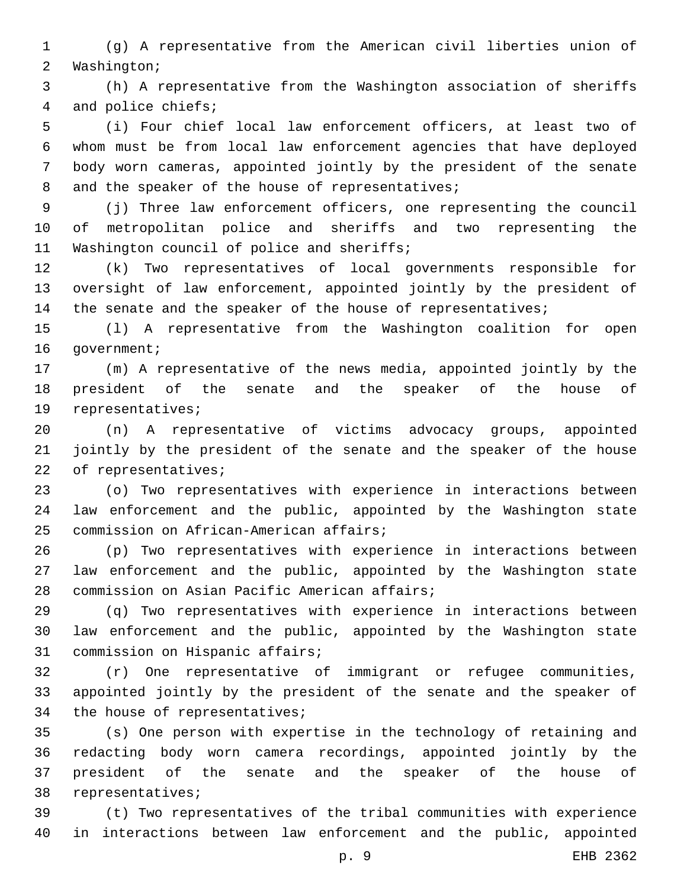(g) A representative from the American civil liberties union of Washington;

(h) A representative from the Washington association of sheriffs and police chiefs;

(i) Four chief local law enforcement officers, at least two of whom must be from local law enforcement agencies that have deployed body worn cameras, appointed jointly by the president of the senate and the speaker of the house of representatives;

(j) Three law enforcement officers, one representing the council of metropolitan police and sheriffs and two representing the Washington council of police and sheriffs;

(k) Two representatives of local governments responsible for oversight of law enforcement, appointed jointly by the president of the senate and the speaker of the house of representatives;

(l) A representative from the Washington coalition for open government;

(m) A representative of the news media, appointed jointly by the president of the senate and the speaker of the house of representatives;

(n) A representative of victims advocacy groups, appointed jointly by the president of the senate and the speaker of the house of representatives;

(o) Two representatives with experience in interactions between law enforcement and the public, appointed by the Washington state commission on African-American affairs;

(p) Two representatives with experience in interactions between law enforcement and the public, appointed by the Washington state commission on Asian Pacific American affairs;

(q) Two representatives with experience in interactions between law enforcement and the public, appointed by the Washington state commission on Hispanic affairs;

(r) One representative of immigrant or refugee communities, appointed jointly by the president of the senate and the speaker of the house of representatives;

(s) One person with expertise in the technology of retaining and redacting body worn camera recordings, appointed jointly by the president of the senate and the speaker of the house of representatives;

(t) Two representatives of the tribal communities with experience in interactions between law enforcement and the public, appointed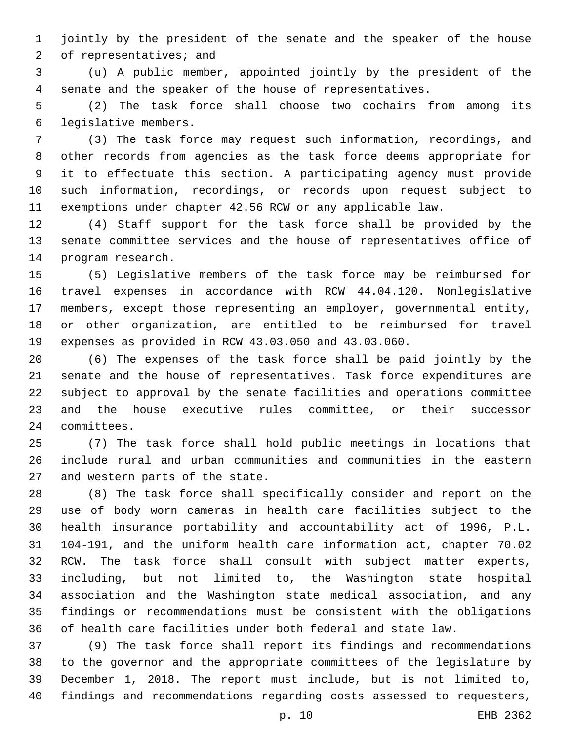jointly by the president of the senate and the speaker of the house of representatives; and

(u) A public member, appointed jointly by the president of the senate and the speaker of the house of representatives.

(2) The task force shall choose two cochairs from among its legislative members.

(3) The task force may request such information, recordings, and other records from agencies as the task force deems appropriate for it to effectuate this section. A participating agency must provide such information, recordings, or records upon request subject to exemptions under chapter 42.56 RCW or any applicable law.

(4) Staff support for the task force shall be provided by the senate committee services and the house of representatives office of program research.

(5) Legislative members of the task force may be reimbursed for travel expenses in accordance with RCW 44.04.120. Nonlegislative members, except those representing an employer, governmental entity, or other organization, are entitled to be reimbursed for travel expenses as provided in RCW 43.03.050 and 43.03.060.

(6) The expenses of the task force shall be paid jointly by the senate and the house of representatives. Task force expenditures are subject to approval by the senate facilities and operations committee and the house executive rules committee, or their successor committees.

(7) The task force shall hold public meetings in locations that include rural and urban communities and communities in the eastern and western parts of the state.

(8) The task force shall specifically consider and report on the use of body worn cameras in health care facilities subject to the health insurance portability and accountability act of 1996, P.L. 104-191, and the uniform health care information act, chapter 70.02 RCW. The task force shall consult with subject matter experts, including, but not limited to, the Washington state hospital association and the Washington state medical association, and any findings or recommendations must be consistent with the obligations of health care facilities under both federal and state law.

(9) The task force shall report its findings and recommendations to the governor and the appropriate committees of the legislature by December 1, 2018. The report must include, but is not limited to, findings and recommendations regarding costs assessed to requesters,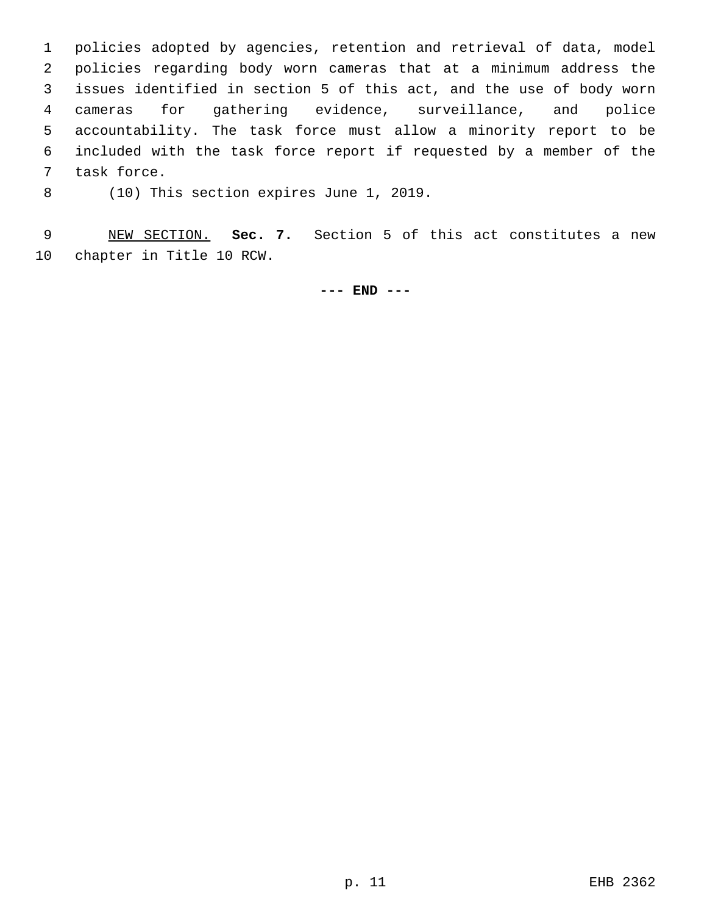policies adopted by agencies, retention and retrieval of data, model policies regarding body worn cameras that at a minimum address the issues identified in section 5 of this act, and the use of body worn cameras for gathering evidence, surveillance, and police accountability. The task force must allow a minority report to be included with the task force report if requested by a member of the task force.

(10) This section expires June 1, 2019.

NEW SECTION. **Sec. 7.** Section 5 of this act constitutes a new chapter in Title 10 RCW.

**--- END ---**